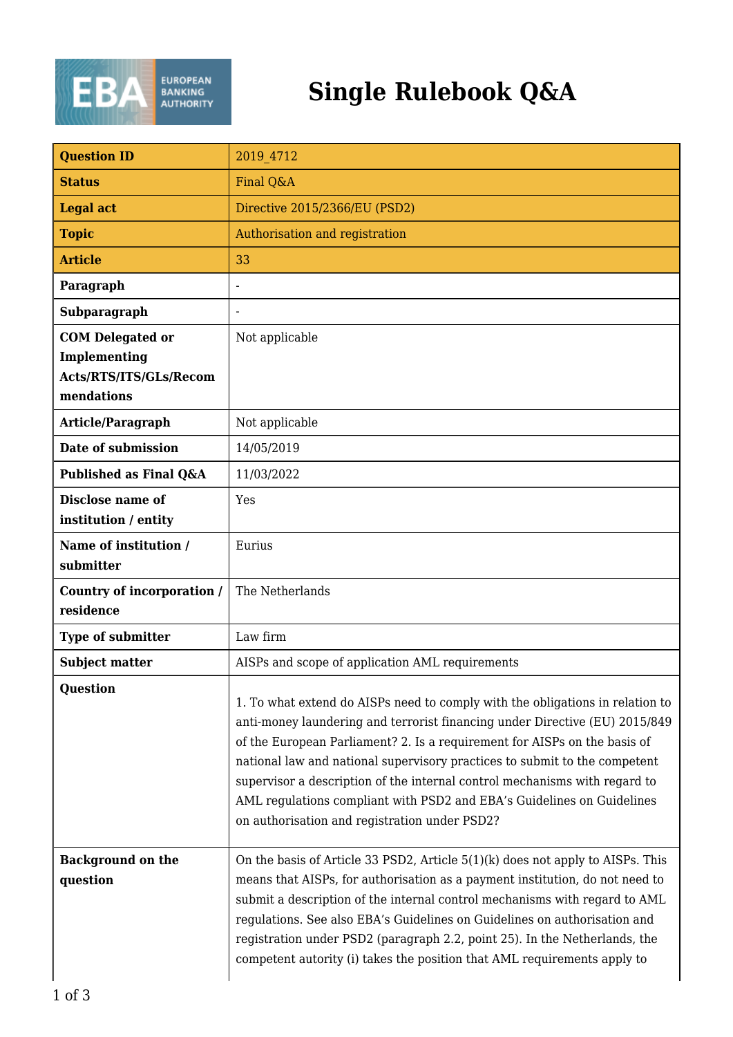# Single Rulebook Q&A

| Question ID | 2019_4712 |
|---|---|
| Status | Final Q&A |
| Legal act | Directive 2015/2366/EU (PSD2) |
| Topic | Authorisation and registration |
| Article | 33 |
| Paragraph | - |
| Subparagraph | - |
| COM Delegated or Implementing Acts/RTS/ITS/GLs/Recommendations | Not applicable |
| Article/Paragraph | Not applicable |
| Date of submission | 14/05/2019 |
| Published as Final Q&A | 11/03/2022 |
| Disclose name of institution / entity | Yes |
| Name of institution / submitter | Eurius |
| Country of incorporation / residence | The Netherlands |
| Type of submitter | Law firm |
| Subject matter | AISPs and scope of application AML requirements |
| Question | 1. To what extend do AISPs need to comply with the obligations in relation to anti-money laundering and terrorist financing under Directive (EU) 2015/849 of the European Parliament? 2. Is a requirement for AISPs on the basis of national law and national supervisory practices to submit to the competent supervisor a description of the internal control mechanisms with regard to AML regulations compliant with PSD2 and EBA's Guidelines on Guidelines on authorisation and registration under PSD2? |
| Background on the question | On the basis of Article 33 PSD2, Article 5(1)(k) does not apply to AISPs. This means that AISPs, for authorisation as a payment institution, do not need to submit a description of the internal control mechanisms with regard to AML regulations. See also EBA's Guidelines on Guidelines on authorisation and registration under PSD2 (paragraph 2.2, point 25). In the Netherlands, the competent autority (i) takes the position that AML requirements apply to |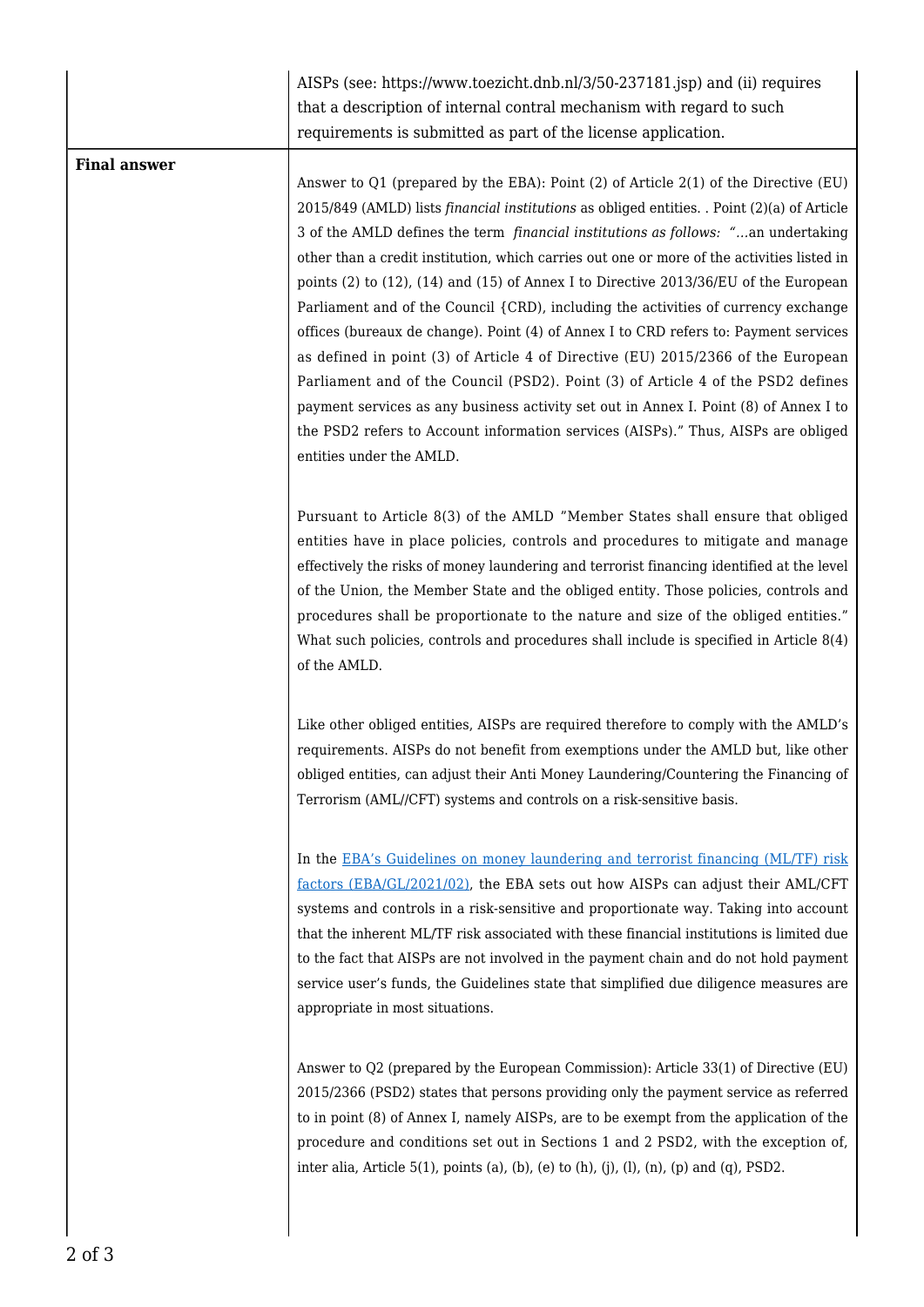| | |
|---|---|
| | AISPs (see: https://www.toezicht.dnb.nl/3/50-237181.jsp) and (ii) requires that a description of internal contral mechanism with regard to such requirements is submitted as part of the license application. |
| **Final answer** | Answer to Q1 (prepared by the EBA): Point (2) of Article 2(1) of the Directive (EU) 2015/849 (AMLD) lists *financial institutions* as obliged entities. . Point (2)(a) of Article 3 of the AMLD defines the term *financial institutions as follows: "…*an undertaking other than a credit institution, which carries out one or more of the activities listed in points (2) to (12), (14) and (15) of Annex I to Directive 2013/36/EU of the European Parliament and of the Council {CRD), including the activities of currency exchange offices (bureaux de change). Point (4) of Annex I to CRD refers to: Payment services as defined in point (3) of Article 4 of Directive (EU) 2015/2366 of the European Parliament and of the Council (PSD2). Point (3) of Article 4 of the PSD2 defines payment services as any business activity set out in Annex I. Point (8) of Annex I to the PSD2 refers to Account information services (AISPs)." Thus, AISPs are obliged entities under the AMLD.<br><br>Pursuant to Article 8(3) of the AMLD "Member States shall ensure that obliged entities have in place policies, controls and procedures to mitigate and manage effectively the risks of money laundering and terrorist financing identified at the level of the Union, the Member State and the obliged entity. Those policies, controls and procedures shall be proportionate to the nature and size of the obliged entities." What such policies, controls and procedures shall include is specified in Article 8(4) of the AMLD.<br><br>Like other obliged entities, AISPs are required therefore to comply with the AMLD's requirements. AISPs do not benefit from exemptions under the AMLD but, like other obliged entities, can adjust their Anti Money Laundering/Countering the Financing of Terrorism (AML//CFT) systems and controls on a risk-sensitive basis.<br><br>In the [EBA's Guidelines on money laundering and terrorist financing (ML/TF) risk factors (EBA/GL/2021/02)](), the EBA sets out how AISPs can adjust their AML/CFT systems and controls in a risk-sensitive and proportionate way. Taking into account that the inherent ML/TF risk associated with these financial institutions is limited due to the fact that AISPs are not involved in the payment chain and do not hold payment service user's funds, the Guidelines state that simplified due diligence measures are appropriate in most situations.<br><br>Answer to Q2 (prepared by the European Commission): Article 33(1) of Directive (EU) 2015/2366 (PSD2) states that persons providing only the payment service as referred to in point (8) of Annex I, namely AISPs, are to be exempt from the application of the procedure and conditions set out in Sections 1 and 2 PSD2, with the exception of, inter alia, Article 5(1), points (a), (b), (e) to (h), (j), (l), (n), (p) and (q), PSD2. |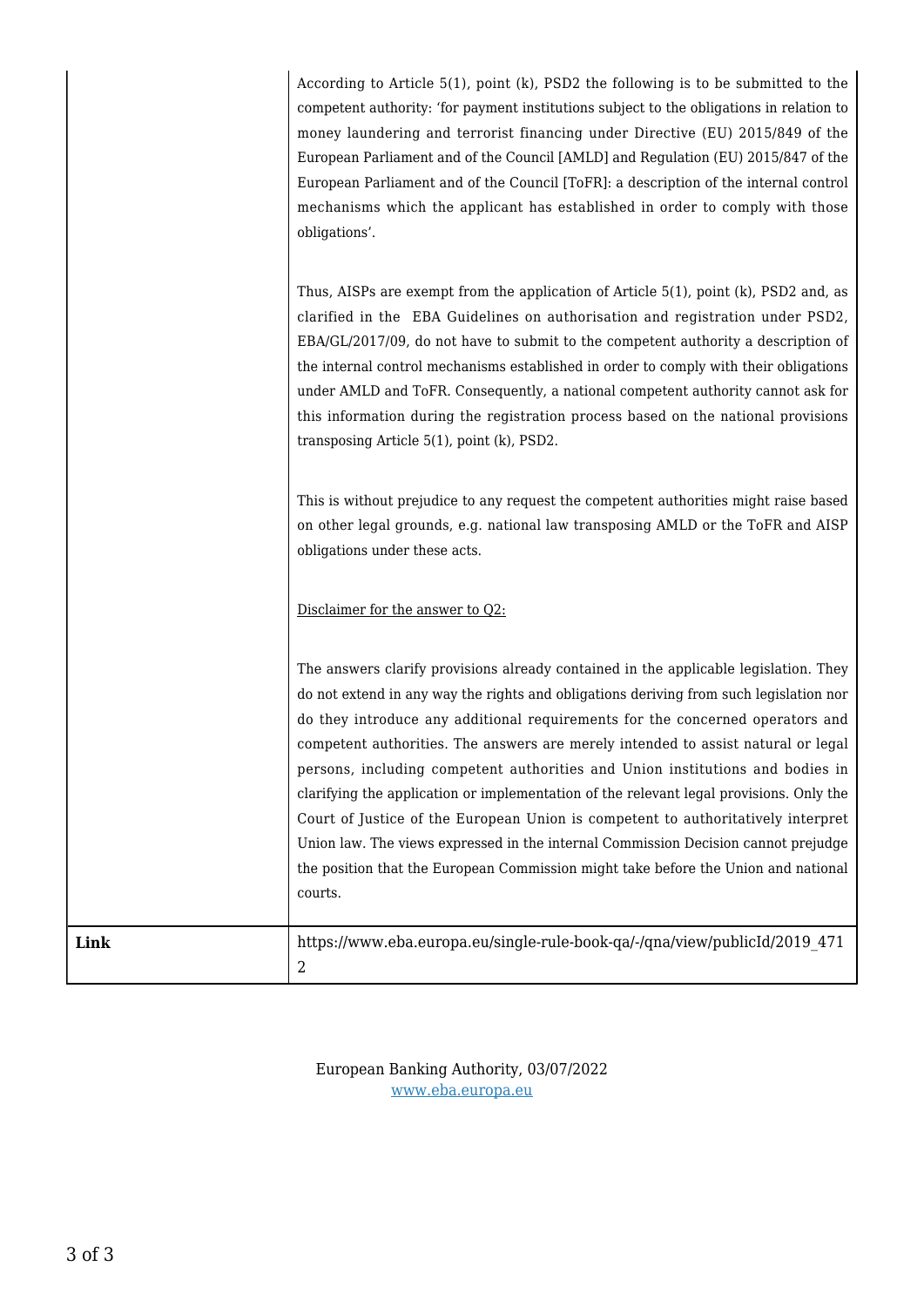| | |
|---|---|
| | According to Article 5(1), point (k), PSD2 the following is to be submitted to the competent authority: 'for payment institutions subject to the obligations in relation to money laundering and terrorist financing under Directive (EU) 2015/849 of the European Parliament and of the Council [AMLD] and Regulation (EU) 2015/847 of the European Parliament and of the Council [ToFR]: a description of the internal control mechanisms which the applicant has established in order to comply with those obligations'.<br><br>Thus, AISPs are exempt from the application of Article 5(1), point (k), PSD2 and, as clarified in the EBA Guidelines on authorisation and registration under PSD2, EBA/GL/2017/09, do not have to submit to the competent authority a description of the internal control mechanisms established in order to comply with their obligations under AMLD and ToFR. Consequently, a national competent authority cannot ask for this information during the registration process based on the national provisions transposing Article 5(1), point (k), PSD2.<br><br>This is without prejudice to any request the competent authorities might raise based on other legal grounds, e.g. national law transposing AMLD or the ToFR and AISP obligations under these acts.<br><br><u>Disclaimer for the answer to Q2:</u><br><br>The answers clarify provisions already contained in the applicable legislation. They do not extend in any way the rights and obligations deriving from such legislation nor do they introduce any additional requirements for the concerned operators and competent authorities. The answers are merely intended to assist natural or legal persons, including competent authorities and Union institutions and bodies in clarifying the application or implementation of the relevant legal provisions. Only the Court of Justice of the European Union is competent to authoritatively interpret Union law. The views expressed in the internal Commission Decision cannot prejudge the position that the European Commission might take before the Union and national courts. |
| **Link** | https://www.eba.europa.eu/single-rule-book-qa/-/qna/view/publicId/2019_4712 |

European Banking Authority, 03/07/2022
www.eba.europa.eu